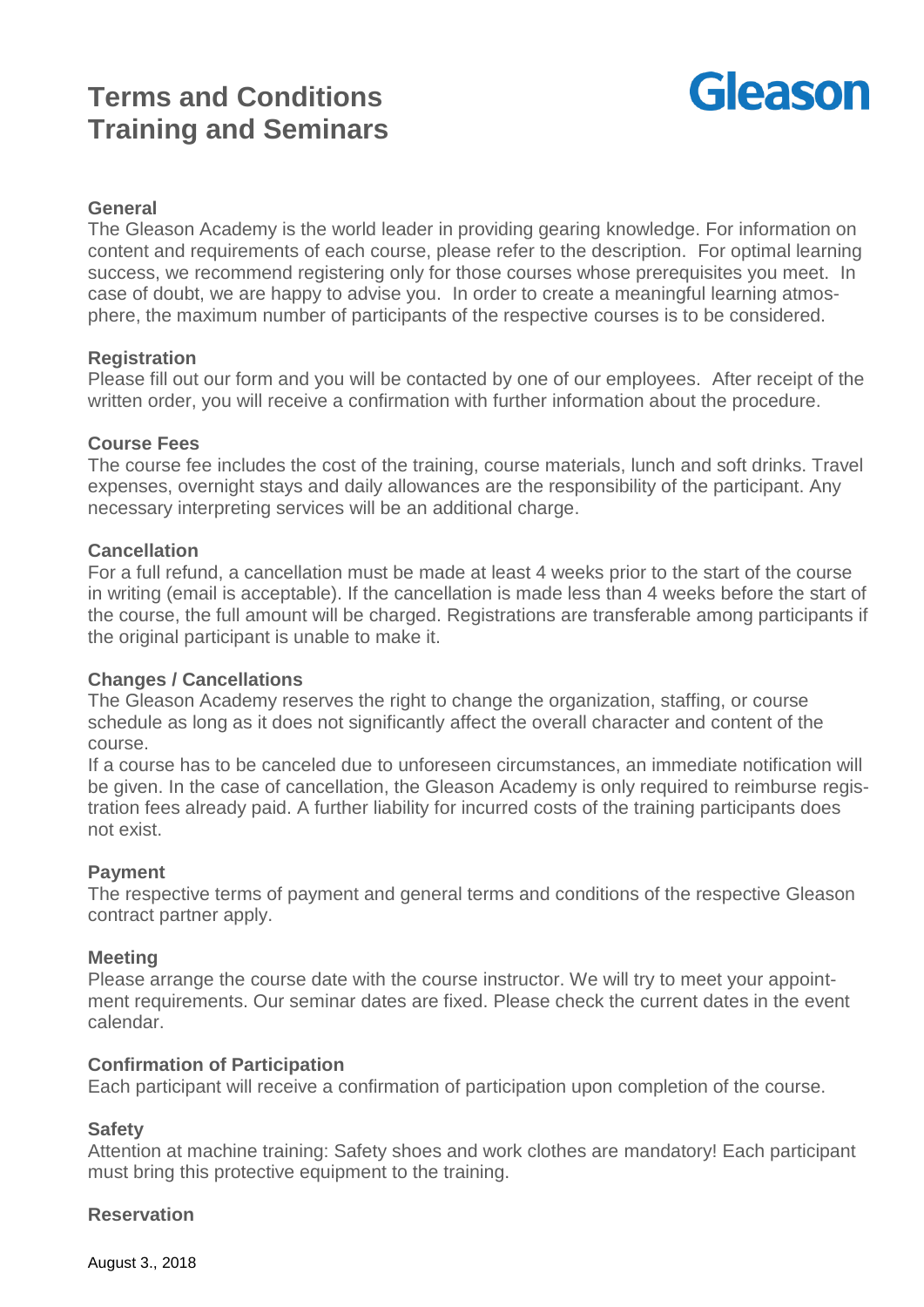# Terms and Conditions Training and Seminars

Gleason

### General

The Gleason Academy is the world leader in providing gearing knowledge. For information on content and requirements of each course, please refer to the description. For optimal learning success, we recommend registering only for those courses whose prerequisites you meet. In case of doubt, we are happy to advise you. In order to create a meaningful learning atmosphere, the maximum number of participants of the respective courses is to be considered.

### Registration

Please fill out our form and you will be contacted by one of our employees. After receipt of the written order, you will receive a confirmation with further information about the procedure.

### Course Fees

The course fee includes the cost of the training, course materials, lunch and soft drinks. Travel expenses, overnight stays and daily allowances are the responsibility of the participant. Any necessary interpreting services will be an additional charge.

### Cancellation

For a full refund, a cancellation must be made at least 4 weeks prior to the start of the course in writing (email is acceptable). If the cancellation is made less than 4 weeks before the start of the course, the full amount will be charged. Registrations are transferable among participants if the original participant is unable to make it.

### Changes / Cancellations

The Gleason Academy reserves the right to change the organization, staffing, or course schedule as long as it does not significantly affect the overall character and content of the course.

If a course has to be canceled due to unforeseen circumstances, an immediate notification will be given. In the case of cancellation, the Gleason Academy is only required to reimburse registration fees already paid. A further liability for incurred costs of the training participants does not exist.

### Payment

The respective terms of payment and general terms and conditions of the respective Gleason contract partner apply.

### Meeting

Please arrange the course date with the course instructor. We will try to meet your appointment requirements. Our seminar dates are fixed. Please check the current dates in the event calendar.

### Confirmation of Participation

Each participant will receive a confirmation of participation upon completion of the course.

### Safety

Attention at machine training: Safety shoes and work clothes are mandatory! Each participant must bring this protective equipment to the training.

### Reservation

August 3., 2018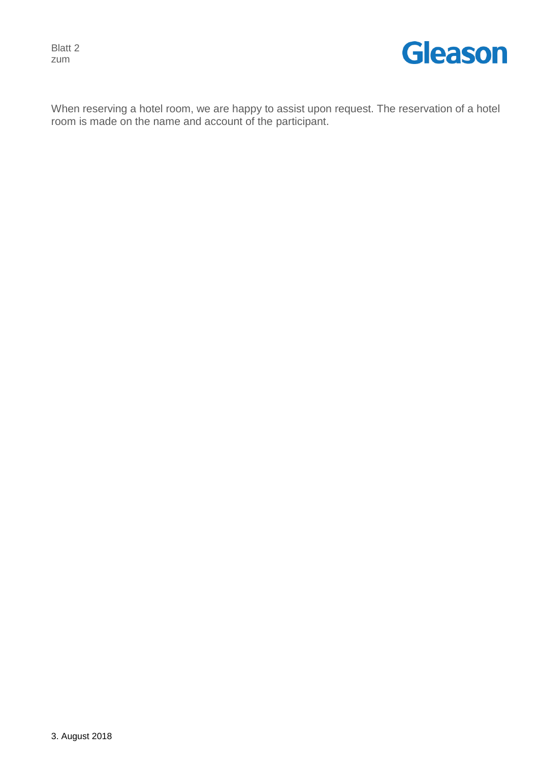When reserving a hotel room, we are happy to assist upon request. The reservation of a hotel room is made on the name and account of the participant.